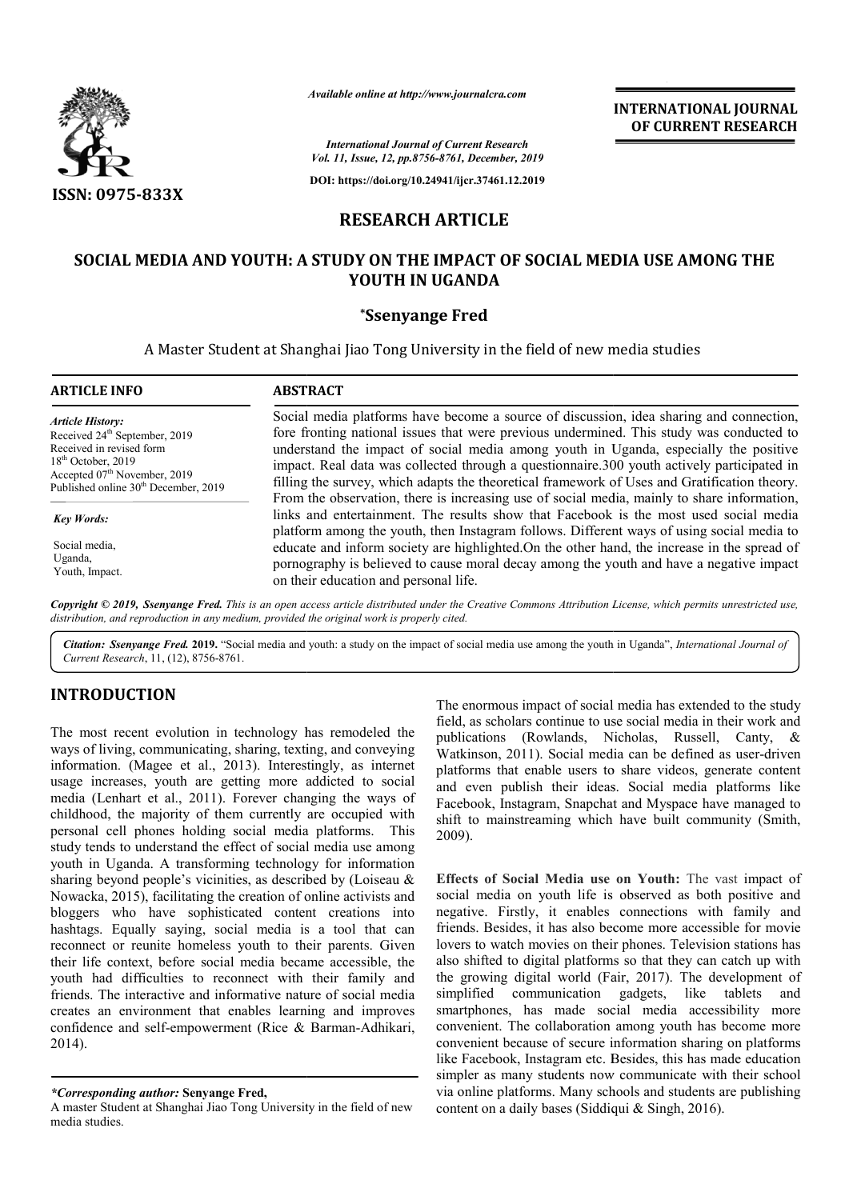*Available online at http://www.journalcra.com*

*International Journal of Current Research*
*Vol. 11, Issue, 12, pp.8756-8761, December, 2019*

**DOI: https://doi.org/10.24941/ijcr.37461.12.2019**

**ISSN: 0975-833X**

**INTERNATIONAL JOURNAL OF CURRENT RESEARCH**

## RESEARCH ARTICLE

# SOCIAL MEDIA AND YOUTH: A STUDY ON THE IMPACT OF SOCIAL MEDIA USE AMONG THE YOUTH IN UGANDA

**\*Ssenyange Fred**

A Master Student at Shanghai Jiao Tong University in the field of new media studies

**ARTICLE INFO**

*Article History:*
Received 24th September, 2019
Received in revised form
18th October, 2019
Accepted 07th November, 2019
Published online 30th December, 2019

*Key Words:*

Social media,
Uganda,
Youth, Impact.

**ABSTRACT**

Social media platforms have become a source of discussion, idea sharing and connection, fore fronting national issues that were previous undermined. This study was conducted to understand the impact of social media among youth in Uganda, especially the positive impact. Real data was collected through a questionnaire.300 youth actively participated in filling the survey, which adapts the theoretical framework of Uses and Gratification theory. From the observation, there is increasing use of social media, mainly to share information, links and entertainment. The results show that Facebook is the most used social media platform among the youth, then Instagram follows. Different ways of using social media to educate and inform society are highlighted.On the other hand, the increase in the spread of pornography is believed to cause moral decay among the youth and have a negative impact on their education and personal life.

*Copyright © 2019, Ssenyange Fred. This is an open access article distributed under the Creative Commons Attribution License, which permits unrestricted use, distribution, and reproduction in any medium, provided the original work is properly cited.*

***Citation:** Ssenyange Fred.* **2019.** "Social media and youth: a study on the impact of social media use among the youth in Uganda", *International Journal of Current Research*, 11, (12), 8756-8761.

## INTRODUCTION

The most recent evolution in technology has remodeled the ways of living, communicating, sharing, texting, and conveying information. (Magee et al., 2013). Interestingly, as internet usage increases, youth are getting more addicted to social media (Lenhart et al., 2011). Forever changing the ways of childhood, the majority of them currently are occupied with personal cell phones holding social media platforms. This study tends to understand the effect of social media use among youth in Uganda. A transforming technology for information sharing beyond people's vicinities, as described by (Loiseau & Nowacka, 2015), facilitating the creation of online activists and bloggers who have sophisticated content creations into hashtags. Equally saying, social media is a tool that can reconnect or reunite homeless youth to their parents. Given their life context, before social media became accessible, the youth had difficulties to reconnect with their family and friends. The interactive and informative nature of social media creates an environment that enables learning and improves confidence and self-empowerment (Rice & Barman-Adhikari, 2014).

The enormous impact of social media has extended to the study field, as scholars continue to use social media in their work and publications (Rowlands, Nicholas, Russell, Canty, & Watkinson, 2011). Social media can be defined as user-driven platforms that enable users to share videos, generate content and even publish their ideas. Social media platforms like Facebook, Instagram, Snapchat and Myspace have managed to shift to mainstreaming which have built community (Smith, 2009).

**Effects of Social Media use on Youth:** The vast impact of social media on youth life is observed as both positive and negative. Firstly, it enables connections with family and friends. Besides, it has also become more accessible for movie lovers to watch movies on their phones. Television stations has also shifted to digital platforms so that they can catch up with the growing digital world (Fair, 2017). The development of simplified communication gadgets, like tablets and smartphones, has made social media accessibility more convenient. The collaboration among youth has become more convenient because of secure information sharing on platforms like Facebook, Instagram etc. Besides, this has made education simpler as many students now communicate with their school via online platforms. Many schools and students are publishing content on a daily bases (Siddiqui & Singh, 2016).

*\*Corresponding author:* **Senyange Fred,**
A master Student at Shanghai Jiao Tong University in the field of new media studies.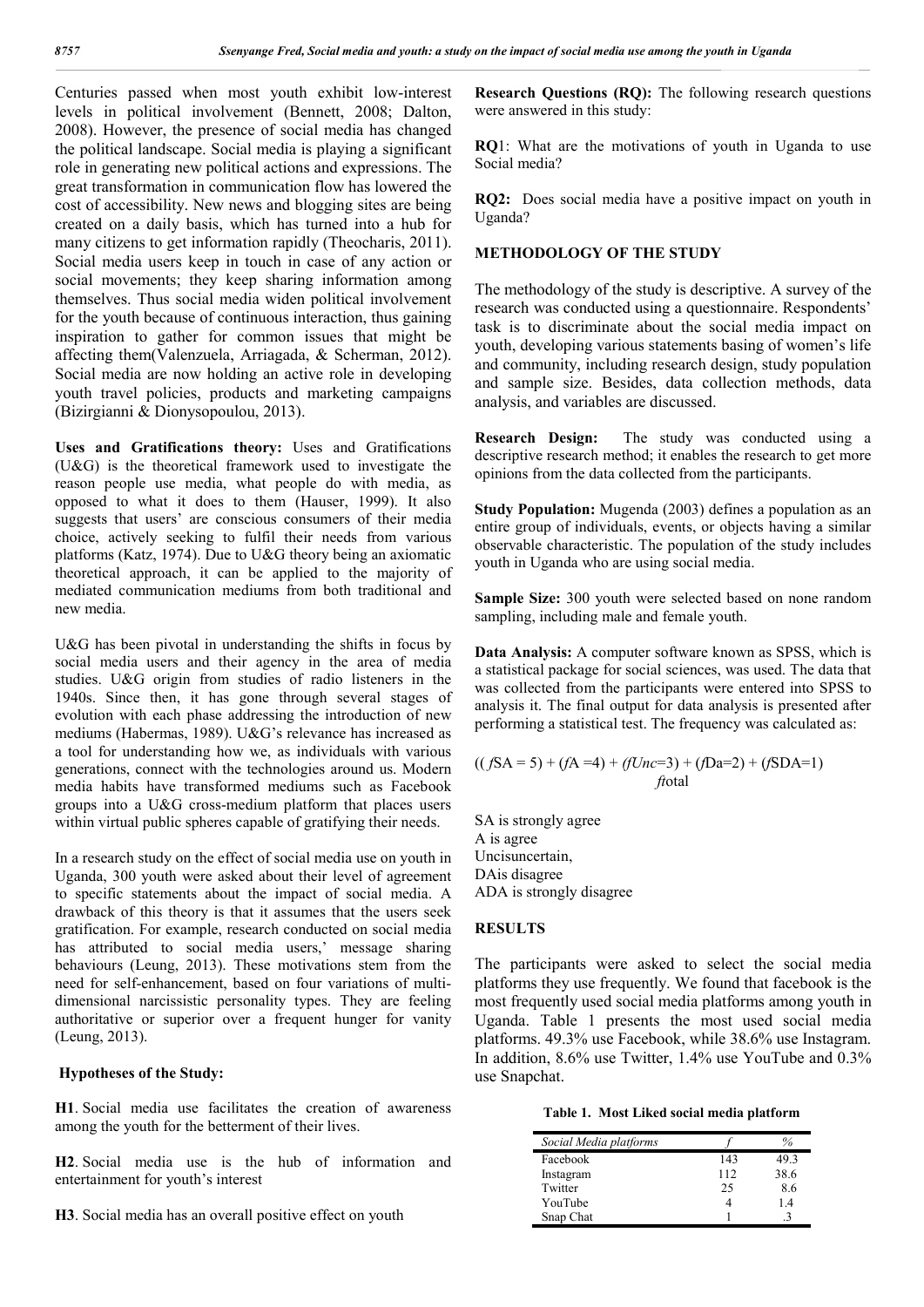Centuries passed when most youth exhibit low-interest levels in political involvement (Bennett, 2008; Dalton, 2008). However, the presence of social media has changed the political landscape. Social media is playing a significant role in generating new political actions and expressions. The great transformation in communication flow has lowered the cost of accessibility. New news and blogging sites are being created on a daily basis, which has turned into a hub for many citizens to get information rapidly (Theocharis, 2011). Social media users keep in touch in case of any action or social movements; they keep sharing information among themselves. Thus social media widen political involvement for the youth because of continuous interaction, thus gaining inspiration to gather for common issues that might be affecting them(Valenzuela, Arriagada, & Scherman, 2012). Social media are now holding an active role in developing youth travel policies, products and marketing campaigns (Bizirgianni & Dionysopoulou, 2013).

**Uses and Gratifications theory:** Uses and Gratifications (U&G) is the theoretical framework used to investigate the reason people use media, what people do with media, as opposed to what it does to them (Hauser, 1999). It also suggests that users' are conscious consumers of their media choice, actively seeking to fulfil their needs from various platforms (Katz, 1974). Due to U&G theory being an axiomatic theoretical approach, it can be applied to the majority of mediated communication mediums from both traditional and new media.

U&G has been pivotal in understanding the shifts in focus by social media users and their agency in the area of media studies. U&G origin from studies of radio listeners in the 1940s. Since then, it has gone through several stages of evolution with each phase addressing the introduction of new mediums (Habermas, 1989). U&G's relevance has increased as a tool for understanding how we, as individuals with various generations, connect with the technologies around us. Modern media habits have transformed mediums such as Facebook groups into a U&G cross-medium platform that places users within virtual public spheres capable of gratifying their needs.

In a research study on the effect of social media use on youth in Uganda, 300 youth were asked about their level of agreement to specific statements about the impact of social media. A drawback of this theory is that it assumes that the users seek gratification. For example, research conducted on social media has attributed to social media users,' message sharing behaviours (Leung, 2013). These motivations stem from the need for self-enhancement, based on four variations of multi-dimensional narcissistic personality types. They are feeling authoritative or superior over a frequent hunger for vanity (Leung, 2013).

**Hypotheses of the Study:**

**H1**. Social media use facilitates the creation of awareness among the youth for the betterment of their lives.

**H2**. Social media use is the hub of information and entertainment for youth's interest

**H3**. Social media has an overall positive effect on youth

**Research Questions (RQ):** The following research questions were answered in this study:

**RQ**1: What are the motivations of youth in Uganda to use Social media?

**RQ2:** Does social media have a positive impact on youth in Uganda?

## METHODOLOGY OF THE STUDY

The methodology of the study is descriptive. A survey of the research was conducted using a questionnaire. Respondents' task is to discriminate about the social media impact on youth, developing various statements basing of women's life and community, including research design, study population and sample size. Besides, data collection methods, data analysis, and variables are discussed.

**Research Design:** The study was conducted using a descriptive research method; it enables the research to get more opinions from the data collected from the participants.

**Study Population:** Mugenda (2003) defines a population as an entire group of individuals, events, or objects having a similar observable characteristic. The population of the study includes youth in Uganda who are using social media.

**Sample Size:** 300 youth were selected based on none random sampling, including male and female youth.

**Data Analysis:** A computer software known as SPSS, which is a statistical package for social sciences, was used. The data that was collected from the participants were entered into SPSS to analysis it. The final output for data analysis is presented after performing a statistical test. The frequency was calculated as:

$$\frac{((fSA = 5) + (fA = 4) + (fUnc = 3) + (fDa = 2) + (fSDA = 1)}{ftotal}$$

SA is strongly agree
A is agree
Uncisuncertain,
DAis disagree
ADA is strongly disagree

## RESULTS

The participants were asked to select the social media platforms they use frequently. We found that facebook is the most frequently used social media platforms among youth in Uganda. Table 1 presents the most used social media platforms. 49.3% use Facebook, while 38.6% use Instagram. In addition, 8.6% use Twitter, 1.4% use YouTube and 0.3% use Snapchat.

**Table 1. Most Liked social media platform**

| *Social Media platforms* | *f* | *%* |
|---|---|---|
| Facebook | 143 | 49.3 |
| Instagram | 112 | 38.6 |
| Twitter | 25 | 8.6 |
| YouTube | 4 | 1.4 |
| Snap Chat | 1 | .3 |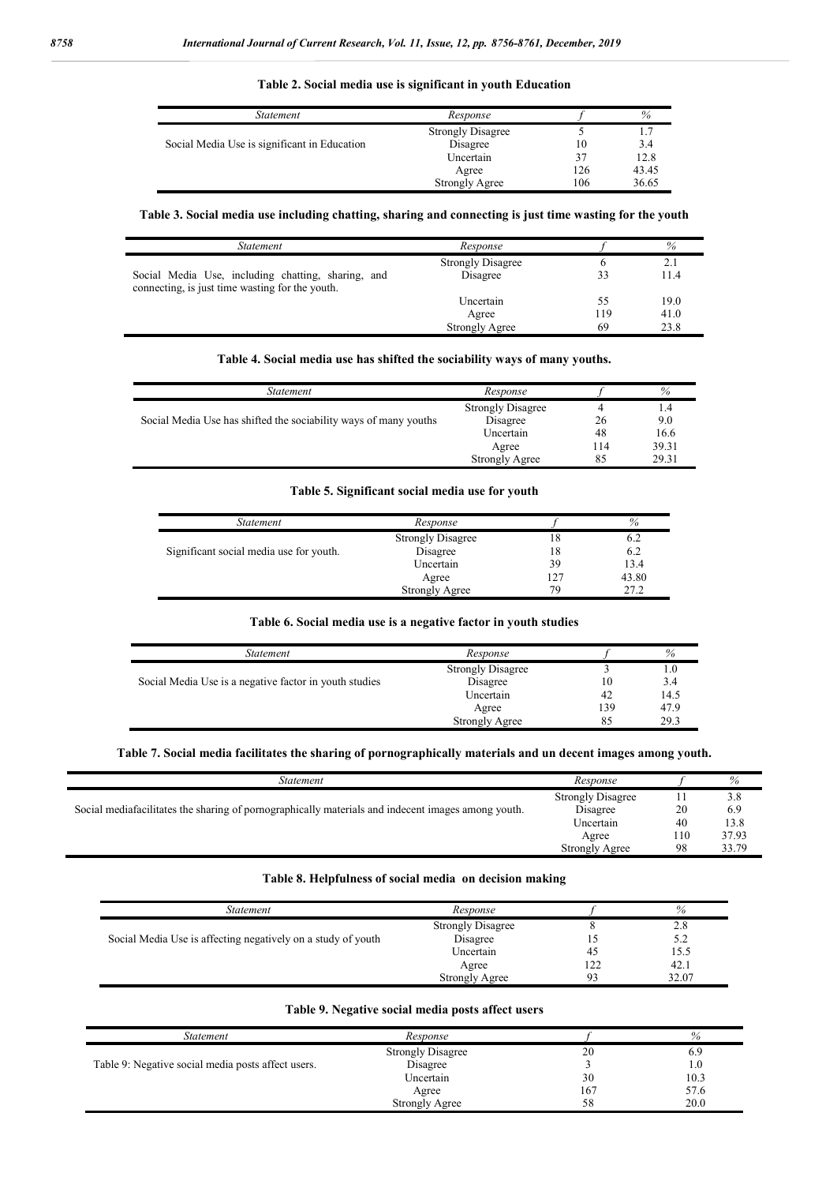**Table 2. Social media use is significant in youth Education**

| *Statement* | *Response* | *f* | *%* |
|---|---|---|---|
| Social Media Use is significant in Education | Strongly Disagree | 5 | 1.7 |
| | Disagree | 10 | 3.4 |
| | Uncertain | 37 | 12.8 |
| | Agree | 126 | 43.45 |
| | Strongly Agree | 106 | 36.65 |

**Table 3. Social media use including chatting, sharing and connecting is just time wasting for the youth**

| *Statement* | *Response* | *f* | *%* |
|---|---|---|---|
| Social Media Use, including chatting, sharing, and connecting, is just time wasting for the youth. | Strongly Disagree | 6 | 2.1 |
| | Disagree | 33 | 11.4 |
| | Uncertain | 55 | 19.0 |
| | Agree | 119 | 41.0 |
| | Strongly Agree | 69 | 23.8 |

**Table 4. Social media use has shifted the sociability ways of many youths.**

| *Statement* | *Response* | *f* | *%* |
|---|---|---|---|
| Social Media Use has shifted the sociability ways of many youths | Strongly Disagree | 4 | 1.4 |
| | Disagree | 26 | 9.0 |
| | Uncertain | 48 | 16.6 |
| | Agree | 114 | 39.31 |
| | Strongly Agree | 85 | 29.31 |

**Table 5. Significant social media use for youth**

| *Statement* | *Response* | *f* | *%* |
|---|---|---|---|
| Significant social media use for youth. | Strongly Disagree | 18 | 6.2 |
| | Disagree | 18 | 6.2 |
| | Uncertain | 39 | 13.4 |
| | Agree | 127 | 43.80 |
| | Strongly Agree | 79 | 27.2 |

**Table 6. Social media use is a negative factor in youth studies**

| *Statement* | *Response* | *f* | *%* |
|---|---|---|---|
| Social Media Use is a negative factor in youth studies | Strongly Disagree | 3 | 1.0 |
| | Disagree | 10 | 3.4 |
| | Uncertain | 42 | 14.5 |
| | Agree | 139 | 47.9 |
| | Strongly Agree | 85 | 29.3 |

**Table 7. Social media facilitates the sharing of pornographically materials and un decent images among youth.**

| *Statement* | *Response* | *f* | *%* |
|---|---|---|---|
| Social mediafacilitates the sharing of pornographically materials and indecent images among youth. | Strongly Disagree | 11 | 3.8 |
| | Disagree | 20 | 6.9 |
| | Uncertain | 40 | 13.8 |
| | Agree | 110 | 37.93 |
| | Strongly Agree | 98 | 33.79 |

**Table 8. Helpfulness of social media on decision making**

| *Statement* | *Response* | *f* | *%* |
|---|---|---|---|
| Social Media Use is affecting negatively on a study of youth | Strongly Disagree | 8 | 2.8 |
| | Disagree | 15 | 5.2 |
| | Uncertain | 45 | 15.5 |
| | Agree | 122 | 42.1 |
| | Strongly Agree | 93 | 32.07 |

**Table 9. Negative social media posts affect users**

| *Statement* | *Response* | *f* | *%* |
|---|---|---|---|
| Table 9: Negative social media posts affect users. | Strongly Disagree | 20 | 6.9 |
| | Disagree | 3 | 1.0 |
| | Uncertain | 30 | 10.3 |
| | Agree | 167 | 57.6 |
| | Strongly Agree | 58 | 20.0 |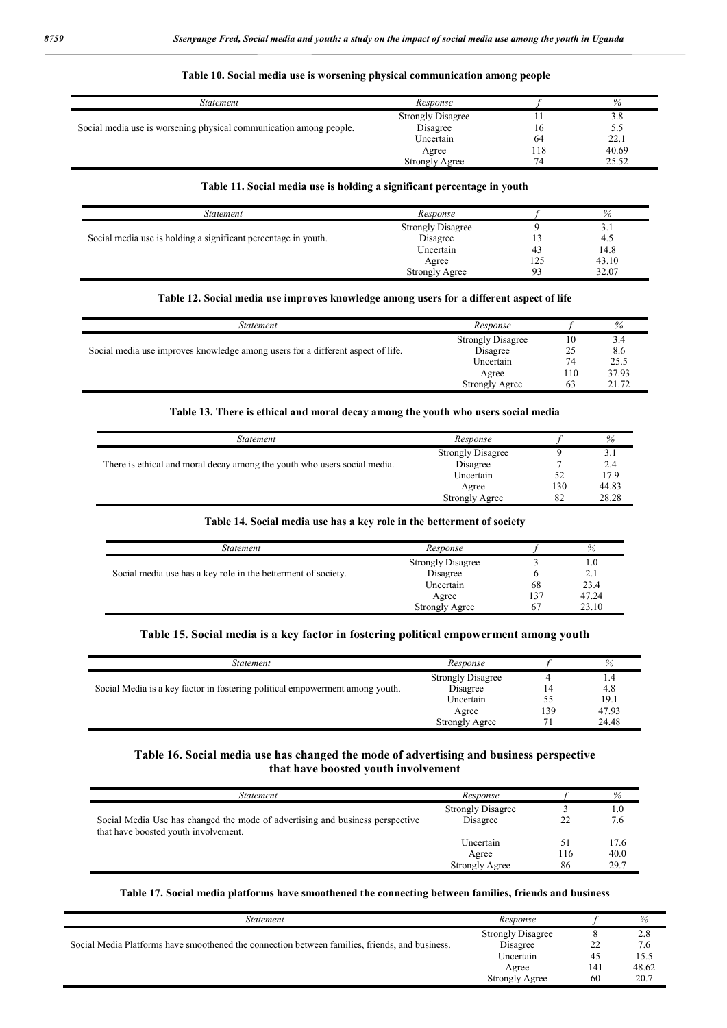**Table 10. Social media use is worsening physical communication among people**

| *Statement* | *Response* | *f* | *%* |
|---|---|---|---|
| Social media use is worsening physical communication among people. | Strongly Disagree | 11 | 3.8 |
| | Disagree | 16 | 5.5 |
| | Uncertain | 64 | 22.1 |
| | Agree | 118 | 40.69 |
| | Strongly Agree | 74 | 25.52 |

**Table 11. Social media use is holding a significant percentage in youth**

| *Statement* | *Response* | *f* | *%* |
|---|---|---|---|
| Social media use is holding a significant percentage in youth. | Strongly Disagree | 9 | 3.1 |
| | Disagree | 13 | 4.5 |
| | Uncertain | 43 | 14.8 |
| | Agree | 125 | 43.10 |
| | Strongly Agree | 93 | 32.07 |

**Table 12. Social media use improves knowledge among users for a different aspect of life**

| *Statement* | *Response* | *f* | *%* |
|---|---|---|---|
| Social media use improves knowledge among users for a different aspect of life. | Strongly Disagree | 10 | 3.4 |
| | Disagree | 25 | 8.6 |
| | Uncertain | 74 | 25.5 |
| | Agree | 110 | 37.93 |
| | Strongly Agree | 63 | 21.72 |

**Table 13. There is ethical and moral decay among the youth who users social media**

| *Statement* | *Response* | *f* | *%* |
|---|---|---|---|
| There is ethical and moral decay among the youth who users social media. | Strongly Disagree | 9 | 3.1 |
| | Disagree | 7 | 2.4 |
| | Uncertain | 52 | 17.9 |
| | Agree | 130 | 44.83 |
| | Strongly Agree | 82 | 28.28 |

**Table 14. Social media use has a key role in the betterment of society**

| *Statement* | *Response* | *f* | *%* |
|---|---|---|---|
| Social media use has a key role in the betterment of society. | Strongly Disagree | 3 | 1.0 |
| | Disagree | 6 | 2.1 |
| | Uncertain | 68 | 23.4 |
| | Agree | 137 | 47.24 |
| | Strongly Agree | 67 | 23.10 |

**Table 15. Social media is a key factor in fostering political empowerment among youth**

| *Statement* | *Response* | *f* | *%* |
|---|---|---|---|
| Social Media is a key factor in fostering political empowerment among youth. | Strongly Disagree | 4 | 1.4 |
| | Disagree | 14 | 4.8 |
| | Uncertain | 55 | 19.1 |
| | Agree | 139 | 47.93 |
| | Strongly Agree | 71 | 24.48 |

**Table 16. Social media use has changed the mode of advertising and business perspective that have boosted youth involvement**

| *Statement* | *Response* | *f* | *%* |
|---|---|---|---|
| Social Media Use has changed the mode of advertising and business perspective that have boosted youth involvement. | Strongly Disagree | 3 | 1.0 |
| | Disagree | 22 | 7.6 |
| | Uncertain | 51 | 17.6 |
| | Agree | 116 | 40.0 |
| | Strongly Agree | 86 | 29.7 |

**Table 17. Social media platforms have smoothened the connecting between families, friends and business**

| *Statement* | *Response* | *f* | *%* |
|---|---|---|---|
| Social Media Platforms have smoothened the connection between families, friends, and business. | Strongly Disagree | 8 | 2.8 |
| | Disagree | 22 | 7.6 |
| | Uncertain | 45 | 15.5 |
| | Agree | 141 | 48.62 |
| | Strongly Agree | 60 | 20.7 |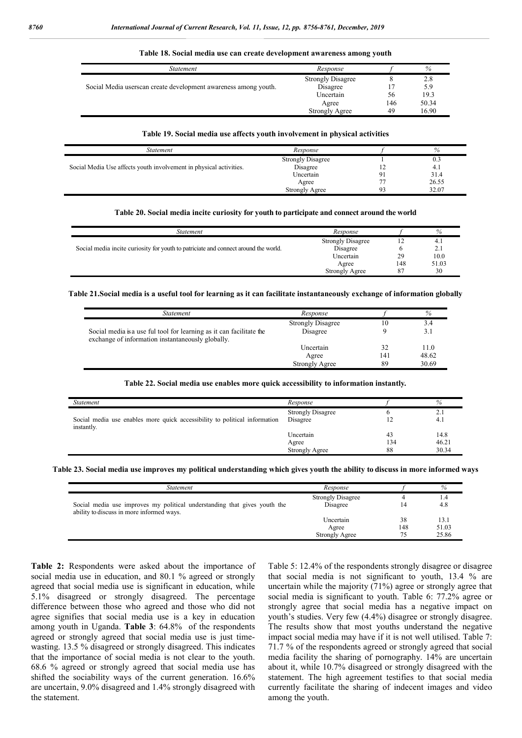**Table 18. Social media use can create development awareness among youth**

| Statement | Response | f | % |
|---|---|---|---|
| Social Media userscan create development awareness among youth. | Strongly Disagree | 8 | 2.8 |
| | Disagree | 17 | 5.9 |
| | Uncertain | 56 | 19.3 |
| | Agree | 146 | 50.34 |
| | Strongly Agree | 49 | 16.90 |

**Table 19. Social media use affects youth involvement in physical activities**

| Statement | Response | f | % |
|---|---|---|---|
| Social Media Use affects youth involvement in physical activities. | Strongly Disagree | 1 | 0.3 |
| | Disagree | 12 | 4.1 |
| | Uncertain | 91 | 31.4 |
| | Agree | 77 | 26.55 |
| | Strongly Agree | 93 | 32.07 |

**Table 20. Social media incite curiosity for youth to participate and connect around the world**

| Statement | Response | f | % |
|---|---|---|---|
| Social media incite curiosity for youth to patriciate and connect around the world. | Strongly Disagree | 12 | 4.1 |
| | Disagree | 6 | 2.1 |
| | Uncertain | 29 | 10.0 |
| | Agree | 148 | 51.03 |
| | Strongly Agree | 87 | 30 |

**Table 21.Social media is a useful tool for learning as it can facilitate instantaneously exchange of information globally**

| Statement | Response | f | % |
|---|---|---|---|
| Social media isa use ful tool for learning as it can facilitate the exchange of information instantaneously globally. | Strongly Disagree | 10 | 3.4 |
| | Disagree | 9 | 3.1 |
| | Uncertain | 32 | 11.0 |
| | Agree | 141 | 48.62 |
| | Strongly Agree | 89 | 30.69 |

**Table 22. Social media use enables more quick accessibility to information instantly.**

| Statement | Response | f | % |
|---|---|---|---|
| Social media use enables more quick accessibility to political information instantly. | Strongly Disagree | 6 | 2.1 |
| | Disagree | 12 | 4.1 |
| | Uncertain | 43 | 14.8 |
| | Agree | 134 | 46.21 |
| | Strongly Agree | 88 | 30.34 |

**Table 23. Social media use improves my political understanding which gives youth the ability to discuss in more informed ways**

| Statement | Response | f | % |
|---|---|---|---|
| Social media use improves my political understanding that gives youth the ability to discuss in more informed ways. | Strongly Disagree | 4 | 1.4 |
| | Disagree | 14 | 4.8 |
| | Uncertain | 38 | 13.1 |
| | Agree | 148 | 51.03 |
| | Strongly Agree | 75 | 25.86 |

**Table 2:** Respondents were asked about the importance of social media use in education, and 80.1 % agreed or strongly agreed that social media use is significant in education, while 5.1% disagreed or strongly disagreed. The percentage difference between those who agreed and those who did not agree signifies that social media use is a key in education among youth in Uganda. **Table 3**: 64.8% of the respondents agreed or strongly agreed that social media use is just time-wasting. 13.5 % disagreed or strongly disagreed. This indicates that the importance of social media is not clear to the youth. 68.6 % agreed or strongly agreed that social media use has shifted the sociability ways of the current generation. 16.6% are uncertain, 9.0% disagreed and 1.4% strongly disagreed with the statement.

Table 5: 12.4% of the respondents strongly disagree or disagree that social media is not significant to youth, 13.4 % are uncertain while the majority (71%) agree or strongly agree that social media is significant to youth. Table 6: 77.2% agree or strongly agree that social media has a negative impact on youth's studies. Very few (4.4%) disagree or strongly disagree. The results show that most youths understand the negative impact social media may have if it is not well utilised. Table 7: 71.7 % of the respondents agreed or strongly agreed that social media facility the sharing of pornography. 14% are uncertain about it, while 10.7% disagreed or strongly disagreed with the statement. The high agreement testifies to that social media currently facilitate the sharing of indecent images and video among the youth.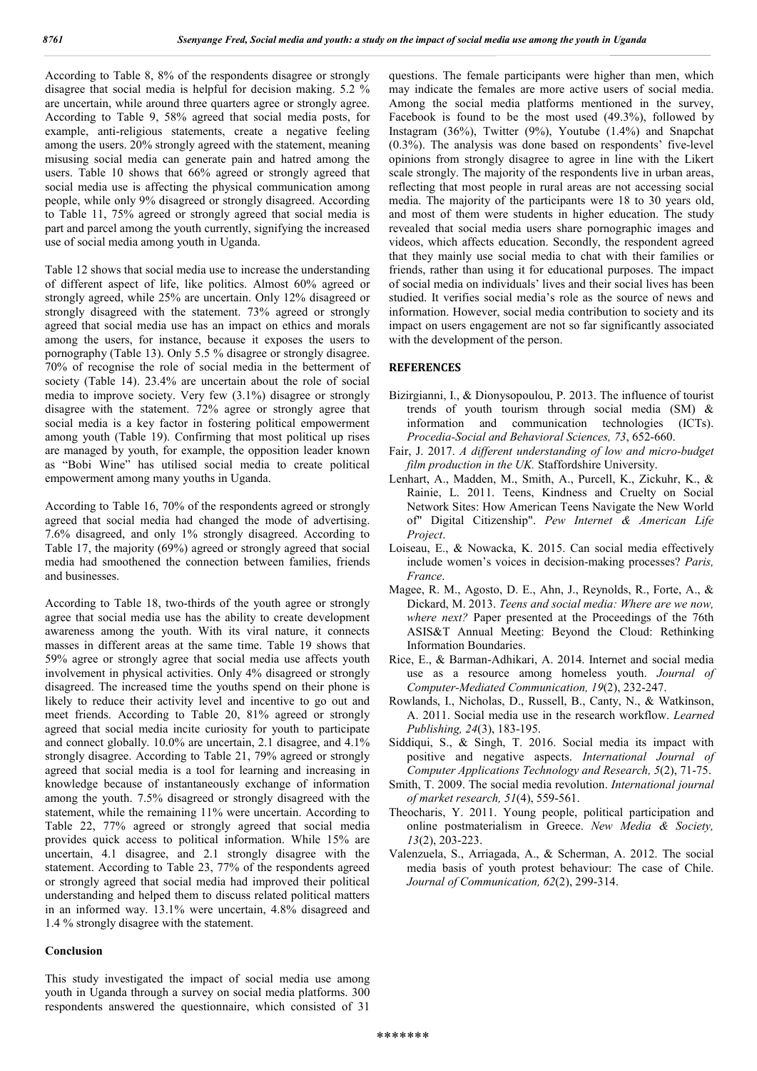According to Table 8, 8% of the respondents disagree or strongly disagree that social media is helpful for decision making. 5.2 % are uncertain, while around three quarters agree or strongly agree. According to Table 9, 58% agreed that social media posts, for example, anti-religious statements, create a negative feeling among the users. 20% strongly agreed with the statement, meaning misusing social media can generate pain and hatred among the users. Table 10 shows that 66% agreed or strongly agreed that social media use is affecting the physical communication among people, while only 9% disagreed or strongly disagreed. According to Table 11, 75% agreed or strongly agreed that social media is part and parcel among the youth currently, signifying the increased use of social media among youth in Uganda.

Table 12 shows that social media use to increase the understanding of different aspect of life, like politics. Almost 60% agreed or strongly agreed, while 25% are uncertain. Only 12% disagreed or strongly disagreed with the statement. 73% agreed or strongly agreed that social media use has an impact on ethics and morals among the users, for instance, because it exposes the users to pornography (Table 13). Only 5.5 % disagree or strongly disagree. 70% of recognise the role of social media in the betterment of society (Table 14). 23.4% are uncertain about the role of social media to improve society. Very few (3.1%) disagree or strongly disagree with the statement. 72% agree or strongly agree that social media is a key factor in fostering political empowerment among youth (Table 19). Confirming that most political up rises are managed by youth, for example, the opposition leader known as "Bobi Wine" has utilised social media to create political empowerment among many youths in Uganda.

According to Table 16, 70% of the respondents agreed or strongly agreed that social media had changed the mode of advertising. 7.6% disagreed, and only 1% strongly disagreed. According to Table 17, the majority (69%) agreed or strongly agreed that social media had smoothened the connection between families, friends and businesses.

According to Table 18, two-thirds of the youth agree or strongly agree that social media use has the ability to create development awareness among the youth. With its viral nature, it connects masses in different areas at the same time. Table 19 shows that 59% agree or strongly agree that social media use affects youth involvement in physical activities. Only 4% disagreed or strongly disagreed. The increased time the youths spend on their phone is likely to reduce their activity level and incentive to go out and meet friends. According to Table 20, 81% agreed or strongly agreed that social media incite curiosity for youth to participate and connect globally. 10.0% are uncertain, 2.1 disagree, and 4.1% strongly disagree. According to Table 21, 79% agreed or strongly agreed that social media is a tool for learning and increasing in knowledge because of instantaneously exchange of information among the youth. 7.5% disagreed or strongly disagreed with the statement, while the remaining 11% were uncertain. According to Table 22, 77% agreed or strongly agreed that social media provides quick access to political information. While 15% are uncertain, 4.1 disagree, and 2.1 strongly disagree with the statement. According to Table 23, 77% of the respondents agreed or strongly agreed that social media had improved their political understanding and helped them to discuss related political matters in an informed way. 13.1% were uncertain, 4.8% disagreed and 1.4 % strongly disagree with the statement.

## Conclusion

This study investigated the impact of social media use among youth in Uganda through a survey on social media platforms. 300 respondents answered the questionnaire, which consisted of 31 questions. The female participants were higher than men, which may indicate the females are more active users of social media. Among the social media platforms mentioned in the survey, Facebook is found to be the most used (49.3%), followed by Instagram (36%), Twitter (9%), Youtube (1.4%) and Snapchat (0.3%). The analysis was done based on respondents' five-level opinions from strongly disagree to agree in line with the Likert scale strongly. The majority of the respondents live in urban areas, reflecting that most people in rural areas are not accessing social media. The majority of the participants were 18 to 30 years old, and most of them were students in higher education. The study revealed that social media users share pornographic images and videos, which affects education. Secondly, the respondent agreed that they mainly use social media to chat with their families or friends, rather than using it for educational purposes. The impact of social media on individuals' lives and their social lives has been studied. It verifies social media's role as the source of news and information. However, social media contribution to society and its impact on users engagement are not so far significantly associated with the development of the person.

## REFERENCES

- Bizirgianni, I., & Dionysopoulou, P. 2013. The influence of tourist trends of youth tourism through social media (SM) & information and communication technologies (ICTs). *Procedia-Social and Behavioral Sciences, 73*, 652-660.
- Fair, J. 2017. *A different understanding of low and micro-budget film production in the UK.* Staffordshire University.
- Lenhart, A., Madden, M., Smith, A., Purcell, K., Zickuhr, K., & Rainie, L. 2011. Teens, Kindness and Cruelty on Social Network Sites: How American Teens Navigate the New World of" Digital Citizenship". *Pew Internet & American Life Project*.
- Loiseau, E., & Nowacka, K. 2015. Can social media effectively include women's voices in decision-making processes? *Paris, France*.
- Magee, R. M., Agosto, D. E., Ahn, J., Reynolds, R., Forte, A., & Dickard, M. 2013. *Teens and social media: Where are we now, where next?* Paper presented at the Proceedings of the 76th ASIS&T Annual Meeting: Beyond the Cloud: Rethinking Information Boundaries.
- Rice, E., & Barman-Adhikari, A. 2014. Internet and social media use as a resource among homeless youth. *Journal of Computer-Mediated Communication, 19*(2), 232-247.
- Rowlands, I., Nicholas, D., Russell, B., Canty, N., & Watkinson, A. 2011. Social media use in the research workflow. *Learned Publishing, 24*(3), 183-195.
- Siddiqui, S., & Singh, T. 2016. Social media its impact with positive and negative aspects. *International Journal of Computer Applications Technology and Research, 5*(2), 71-75.
- Smith, T. 2009. The social media revolution. *International journal of market research, 51*(4), 559-561.
- Theocharis, Y. 2011. Young people, political participation and online postmaterialism in Greece. *New Media & Society, 13*(2), 203-223.
- Valenzuela, S., Arriagada, A., & Scherman, A. 2012. The social media basis of youth protest behaviour: The case of Chile. *Journal of Communication, 62*(2), 299-314.

\*\*\*\*\*\*\*